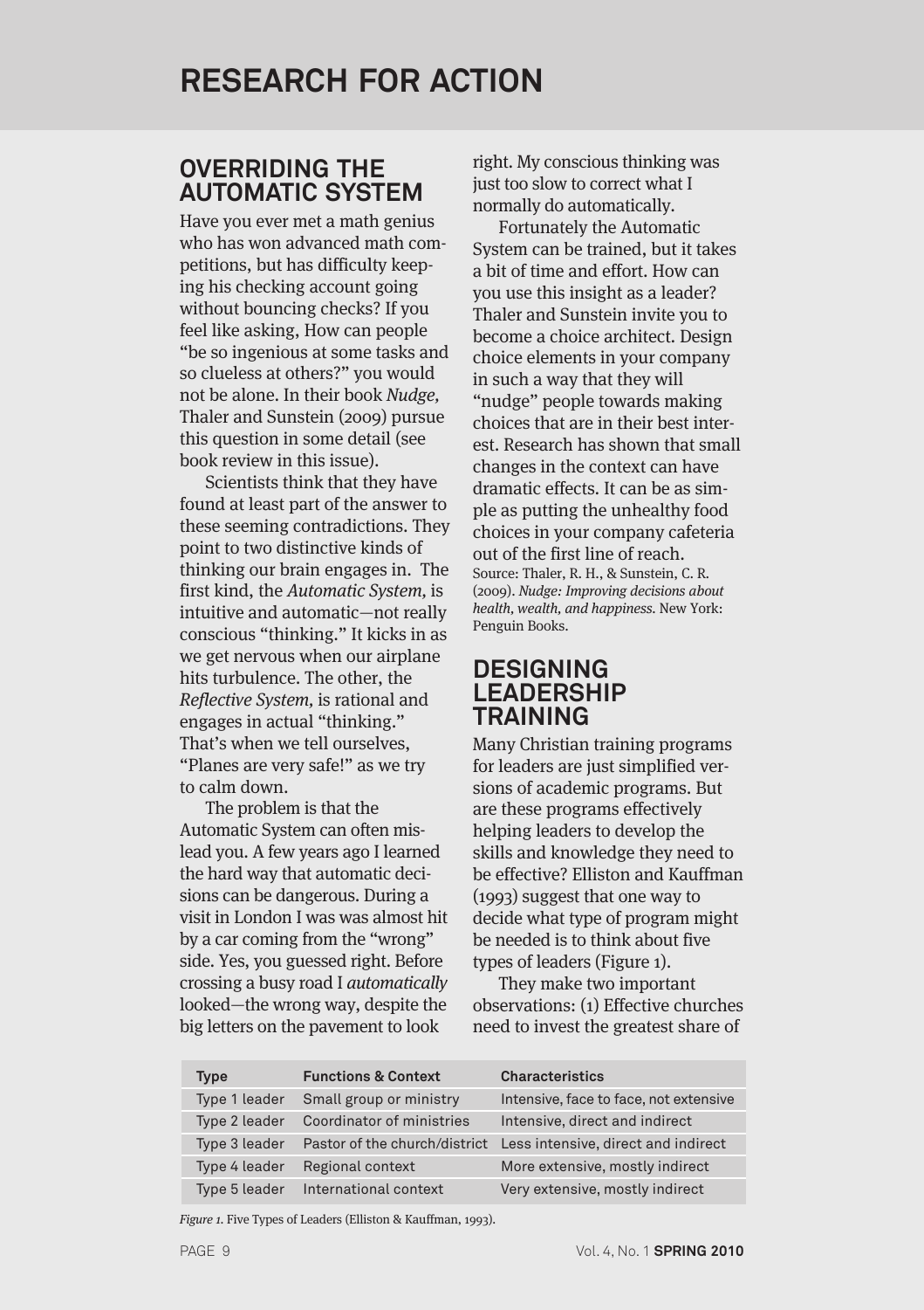# RESEARCH FOR ACTION

## OVERRIDING THE AUTOMATIC SYSTEM

Have you ever met a math genius who has won advanced math competitions, but has difficulty keeping his checking account going without bouncing checks? If you feel like asking, How can people "be so ingenious at some tasks and so clueless at others?" you would not be alone. In their book *Nudge,* Thaler and Sunstein (2009) pursue this question in some detail (see book review in this issue).

Scientists think that they have found at least part of the answer to these seeming contradictions. They point to two distinctive kinds of thinking our brain engages in. The first kind, the *Automatic System,* is intuitive and automatic—not really conscious "thinking." It kicks in as we get nervous when our airplane hits turbulence. The other, the *Reflective System,* is rational and engages in actual "thinking." That's when we tell ourselves, "Planes are very safe!" as we try to calm down.

The problem is that the Automatic System can often mislead you. A few years ago I learned the hard way that automatic decisions can be dangerous. During a visit in London I was was almost hit by a car coming from the "wrong" side. Yes, you guessed right. Before crossing a busy road I *automatically* looked—the wrong way, despite the big letters on the pavement to look right. My conscious thinking was just too slow to correct what I normally do automatically.

Fortunately the Automatic System can be trained, but it takes a bit of time and effort. How can you use this insight as a leader? Thaler and Sunstein invite you to become a choice architect. Design choice elements in your company in such a way that they will "nudge" people towards making choices that are in their best interest. Research has shown that small changes in the context can have dramatic effects. It can be as simple as putting the unhealthy food choices in your company cafeteria out of the first line of reach.

Source: Thaler, R. H., & Sunstein, C. R. (2009). *Nudge: Improving decisions about health, wealth, and happiness.* New York: Penguin Books.

## DESIGNING LEADERSHIP TRAINING

Many Christian training programs for leaders are just simplified versions of academic programs. But are these programs effectively helping leaders to develop the skills and knowledge they need to be effective? Elliston and Kauffman (1993) suggest that one way to decide what type of program might be needed is to think about five types of leaders (Figure 1).

They make two important observations: (1) Effective churches need to invest the greatest share of

| Type | Functions & Context | Characteristics |
|---|---|---|
| Type 1 leader | Small group or ministry | Intensive, face to face, not extensive |
| Type 2 leader | Coordinator of ministries | Intensive, direct and indirect |
| Type 3 leader | Pastor of the church/district | Less intensive, direct and indirect |
| Type 4 leader | Regional context | More extensive, mostly indirect |
| Type 5 leader | International context | Very extensive, mostly indirect |

*Figure 1.* Five Types of Leaders (Elliston & Kauffman, 1993).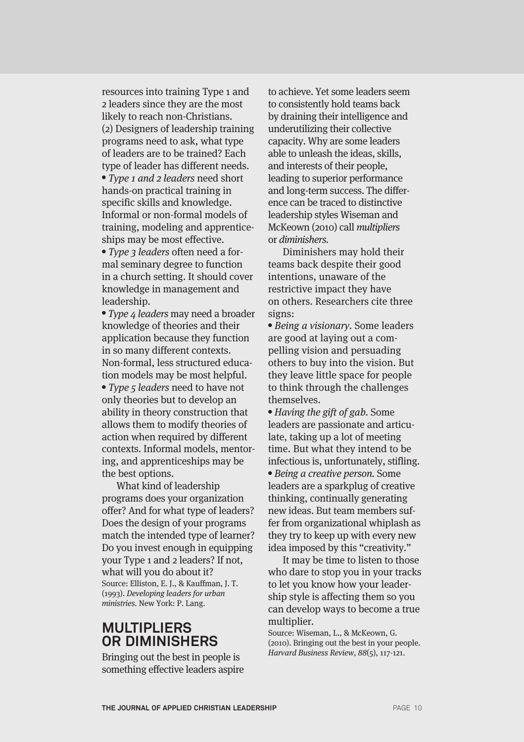resources into training Type 1 and 2 leaders since they are the most likely to reach non-Christians.

(2) Designers of leadership training programs need to ask, what type of leaders are to be trained? Each type of leader has different needs.

- *Type 1 and 2 leaders* need short hands-on practical training in specific skills and knowledge. Informal or non-formal models of training, modeling and apprenticeships may be most effective.
- *Type 3 leaders* often need a formal seminary degree to function in a church setting. It should cover knowledge in management and leadership.
- *Type 4 leaders* may need a broader knowledge of theories and their application because they function in so many different contexts. Non-formal, less structured education models may be most helpful.
- *Type 5 leaders* need to have not only theories but to develop an ability in theory construction that allows them to modify theories of action when required by different contexts. Informal models, mentoring, and apprenticeships may be the best options.

What kind of leadership programs does your organization offer? And for what type of leaders? Does the design of your programs match the intended type of learner? Do you invest enough in equipping your Type 1 and 2 leaders? If not, what will you do about it?

Source: Elliston, E. J., & Kauffman, J. T. (1993). *Developing leaders for urban ministries*. New York: P. Lang.

## MULTIPLIERS OR DIMINISHERS

Bringing out the best in people is something effective leaders aspire to achieve. Yet some leaders seem to consistently hold teams back by draining their intelligence and underutilizing their collective capacity. Why are some leaders able to unleash the ideas, skills, and interests of their people, leading to superior performance and long-term success. The difference can be traced to distinctive leadership styles Wiseman and McKeown (2010) call *multipliers* or *diminishers*.

Diminishers may hold their teams back despite their good intentions, unaware of the restrictive impact they have on others. Researchers cite three signs:

- *Being a visionary*. Some leaders are good at laying out a compelling vision and persuading others to buy into the vision. But they leave little space for people to think through the challenges themselves.
- *Having the gift of gab*. Some leaders are passionate and articulate, taking up a lot of meeting time. But what they intend to be infectious is, unfortunately, stifling.
- *Being a creative person*. Some leaders are a sparkplug of creative thinking, continually generating new ideas. But team members suffer from organizational whiplash as they try to keep up with every new idea imposed by this "creativity."

It may be time to listen to those who dare to stop you in your tracks to let you know how your leadership style is affecting them so you can develop ways to become a true multiplier.

Source: Wiseman, L., & McKeown, G. (2010). Bringing out the best in your people. *Harvard Business Review, 88*(5), 117-121.